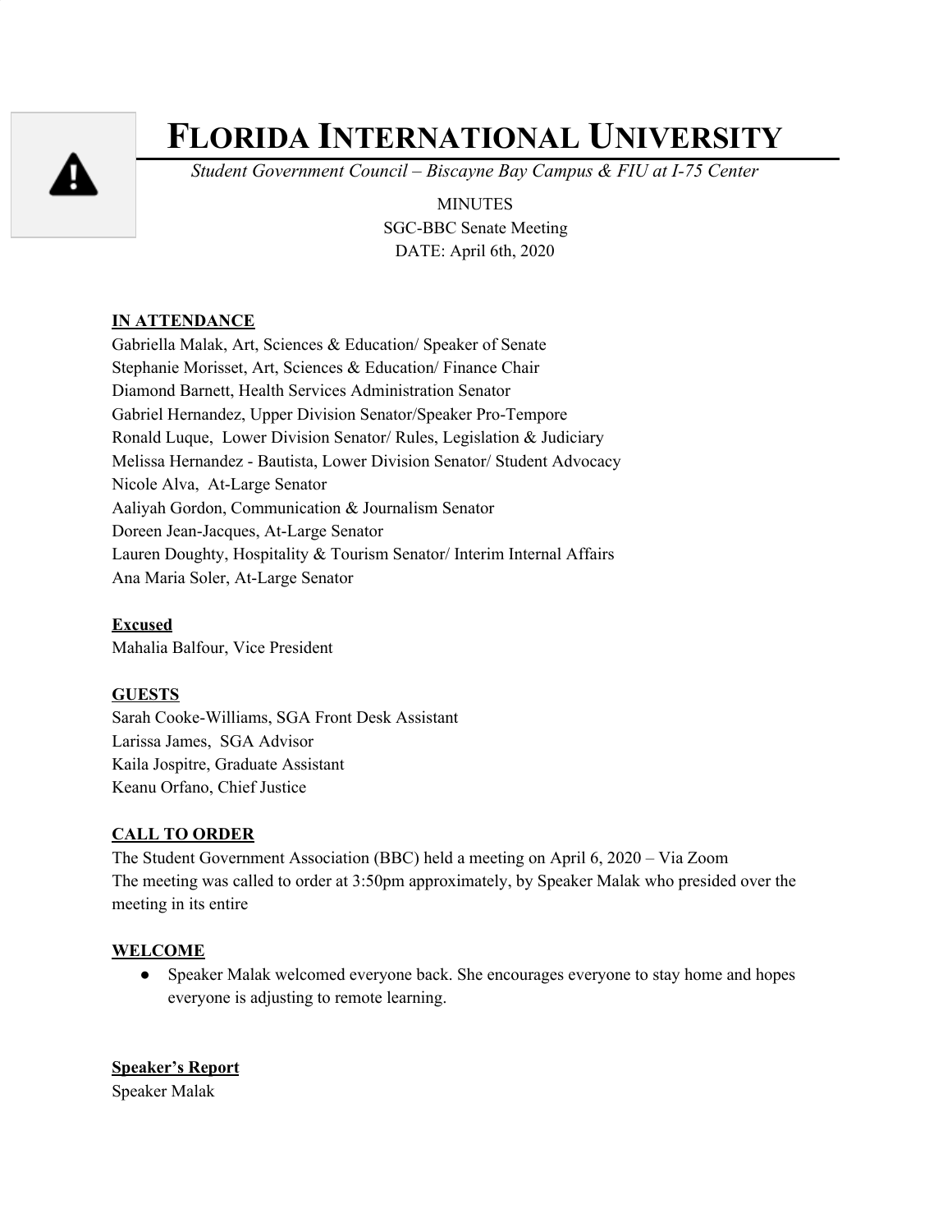# FLORIDA INTERNATIONAL UNIVERSITY

*Student Government Council – Biscayne Bay Campus & FIU at I-75 Center*

MINUTES
SGC-BBC Senate Meeting
DATE: April 6th, 2020

**IN ATTENDANCE**

Gabriella Malak, Art, Sciences & Education/ Speaker of Senate
Stephanie Morisset, Art, Sciences & Education/ Finance Chair
Diamond Barnett, Health Services Administration Senator
Gabriel Hernandez, Upper Division Senator/Speaker Pro-Tempore
Ronald Luque, Lower Division Senator/ Rules, Legislation & Judiciary
Melissa Hernandez - Bautista, Lower Division Senator/ Student Advocacy
Nicole Alva, At-Large Senator
Aaliyah Gordon, Communication & Journalism Senator
Doreen Jean-Jacques, At-Large Senator
Lauren Doughty, Hospitality & Tourism Senator/ Interim Internal Affairs
Ana Maria Soler, At-Large Senator

**Excused**

Mahalia Balfour, Vice President

**GUESTS**

Sarah Cooke-Williams, SGA Front Desk Assistant
Larissa James, SGA Advisor
Kaila Jospitre, Graduate Assistant
Keanu Orfano, Chief Justice

**CALL TO ORDER**

The Student Government Association (BBC) held a meeting on April 6, 2020 – Via Zoom
The meeting was called to order at 3:50pm approximately, by Speaker Malak who presided over the meeting in its entire

**WELCOME**

- Speaker Malak welcomed everyone back. She encourages everyone to stay home and hopes everyone is adjusting to remote learning.

**Speaker's Report**

Speaker Malak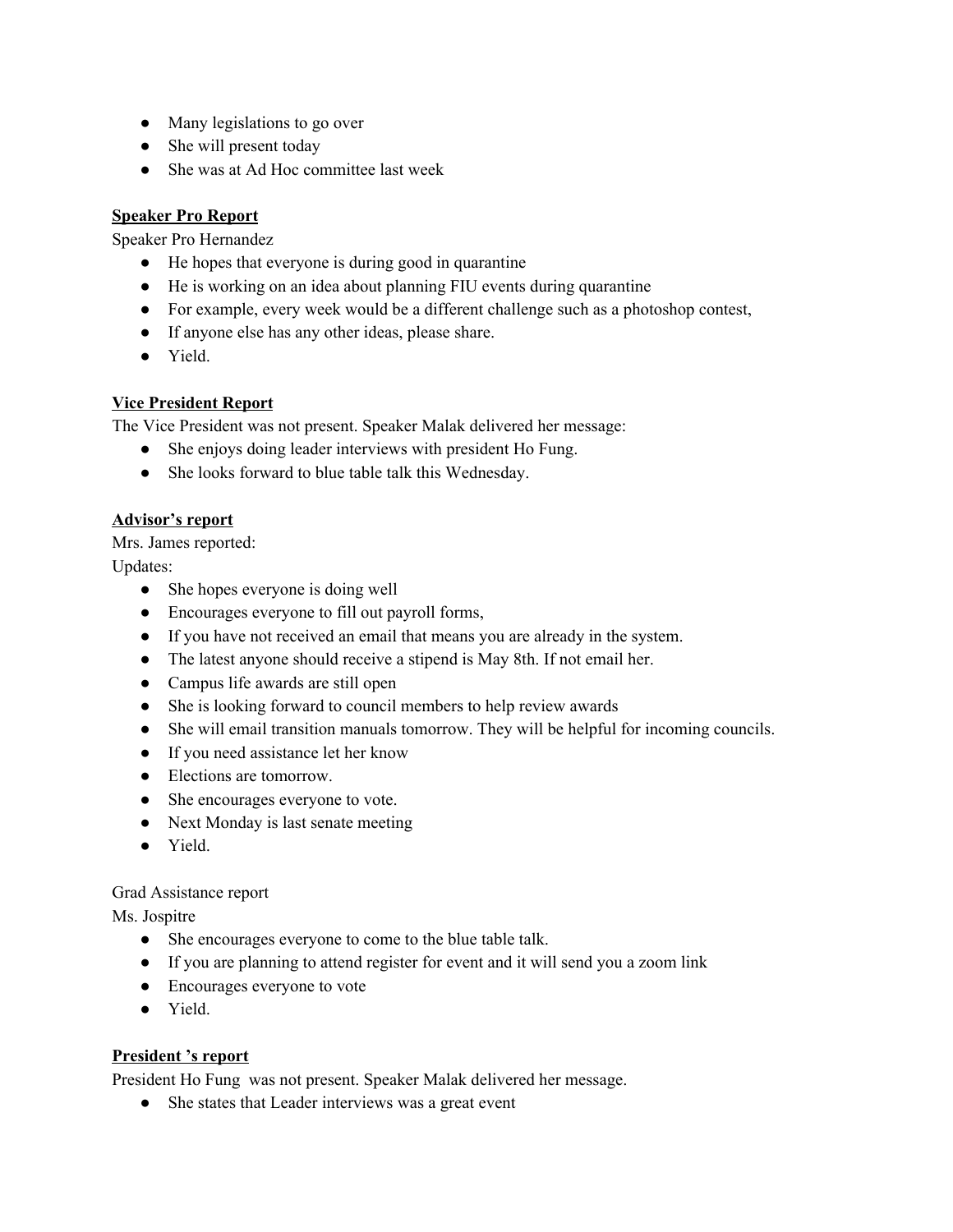- Many legislations to go over
- She will present today
- She was at Ad Hoc committee last week

**Speaker Pro Report**

Speaker Pro Hernandez

- He hopes that everyone is during good in quarantine
- He is working on an idea about planning FIU events during quarantine
- For example, every week would be a different challenge such as a photoshop contest,
- If anyone else has any other ideas, please share.
- Yield.

**Vice President Report**

The Vice President was not present. Speaker Malak delivered her message:

- She enjoys doing leader interviews with president Ho Fung.
- She looks forward to blue table talk this Wednesday.

**Advisor's report**

Mrs. James reported:

Updates:

- She hopes everyone is doing well
- Encourages everyone to fill out payroll forms,
- If you have not received an email that means you are already in the system.
- The latest anyone should receive a stipend is May 8th. If not email her.
- Campus life awards are still open
- She is looking forward to council members to help review awards
- She will email transition manuals tomorrow. They will be helpful for incoming councils.
- If you need assistance let her know
- Elections are tomorrow.
- She encourages everyone to vote.
- Next Monday is last senate meeting
- Yield.

Grad Assistance report

Ms. Jospitre

- She encourages everyone to come to the blue table talk.
- If you are planning to attend register for event and it will send you a zoom link
- Encourages everyone to vote
- Yield.

**President 's report**

President Ho Fung was not present. Speaker Malak delivered her message.

- She states that Leader interviews was a great event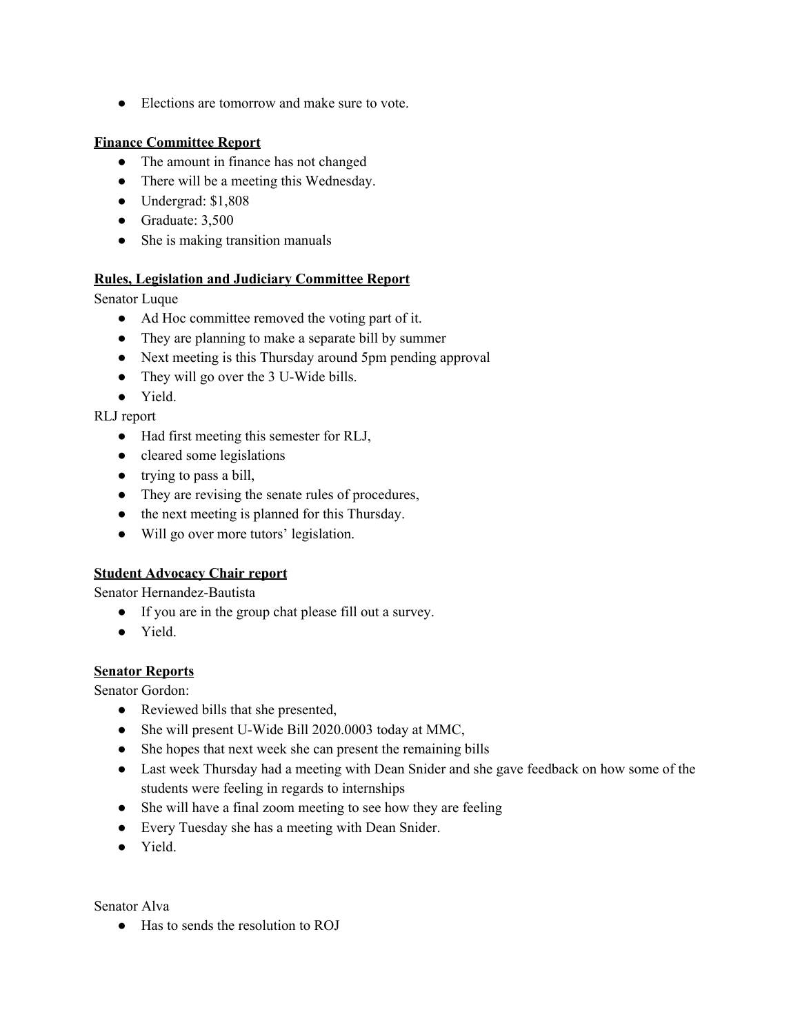- Elections are tomorrow and make sure to vote.

**Finance Committee Report**

- The amount in finance has not changed
- There will be a meeting this Wednesday.
- Undergrad: $1,808
- Graduate: 3,500
- She is making transition manuals

**Rules, Legislation and Judiciary Committee Report**

Senator Luque

- Ad Hoc committee removed the voting part of it.
- They are planning to make a separate bill by summer
- Next meeting is this Thursday around 5pm pending approval
- They will go over the 3 U-Wide bills.
- Yield.

RLJ report

- Had first meeting this semester for RLJ,
- cleared some legislations
- trying to pass a bill,
- They are revising the senate rules of procedures,
- the next meeting is planned for this Thursday.
- Will go over more tutors' legislation.

**Student Advocacy Chair report**

Senator Hernandez-Bautista

- If you are in the group chat please fill out a survey.
- Yield.

**Senator Reports**

Senator Gordon:

- Reviewed bills that she presented,
- She will present U-Wide Bill 2020.0003 today at MMC,
- She hopes that next week she can present the remaining bills
- Last week Thursday had a meeting with Dean Snider and she gave feedback on how some of the students were feeling in regards to internships
- She will have a final zoom meeting to see how they are feeling
- Every Tuesday she has a meeting with Dean Snider.
- Yield.

Senator Alva

- Has to sends the resolution to ROJ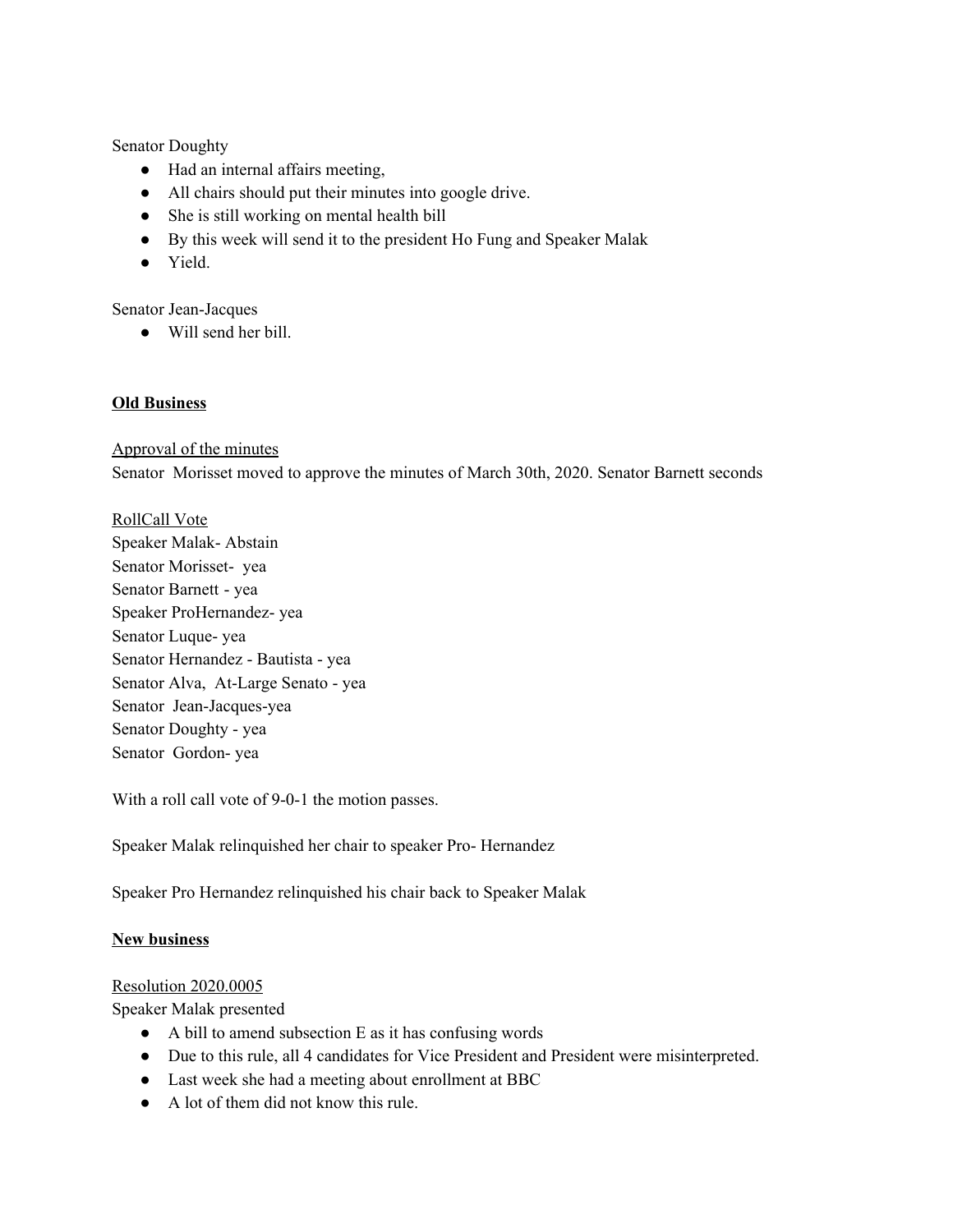Senator Doughty

- Had an internal affairs meeting,
- All chairs should put their minutes into google drive.
- She is still working on mental health bill
- By this week will send it to the president Ho Fung and Speaker Malak
- Yield.

Senator Jean-Jacques

- Will send her bill.

**Old Business**

Approval of the minutes

Senator  Morisset moved to approve the minutes of March 30th, 2020. Senator Barnett seconds

RollCall Vote

Speaker Malak- Abstain
Senator Morisset-  yea
Senator Barnett - yea
Speaker ProHernandez- yea
Senator Luque- yea
Senator Hernandez - Bautista - yea
Senator Alva,  At-Large Senato - yea
Senator  Jean-Jacques-yea
Senator Doughty - yea
Senator  Gordon- yea

With a roll call vote of 9-0-1 the motion passes.

Speaker Malak relinquished her chair to speaker Pro- Hernandez

Speaker Pro Hernandez relinquished his chair back to Speaker Malak

**New business**

Resolution 2020.0005

Speaker Malak presented

- A bill to amend subsection E as it has confusing words
- Due to this rule, all 4 candidates for Vice President and President were misinterpreted.
- Last week she had a meeting about enrollment at BBC
- A lot of them did not know this rule.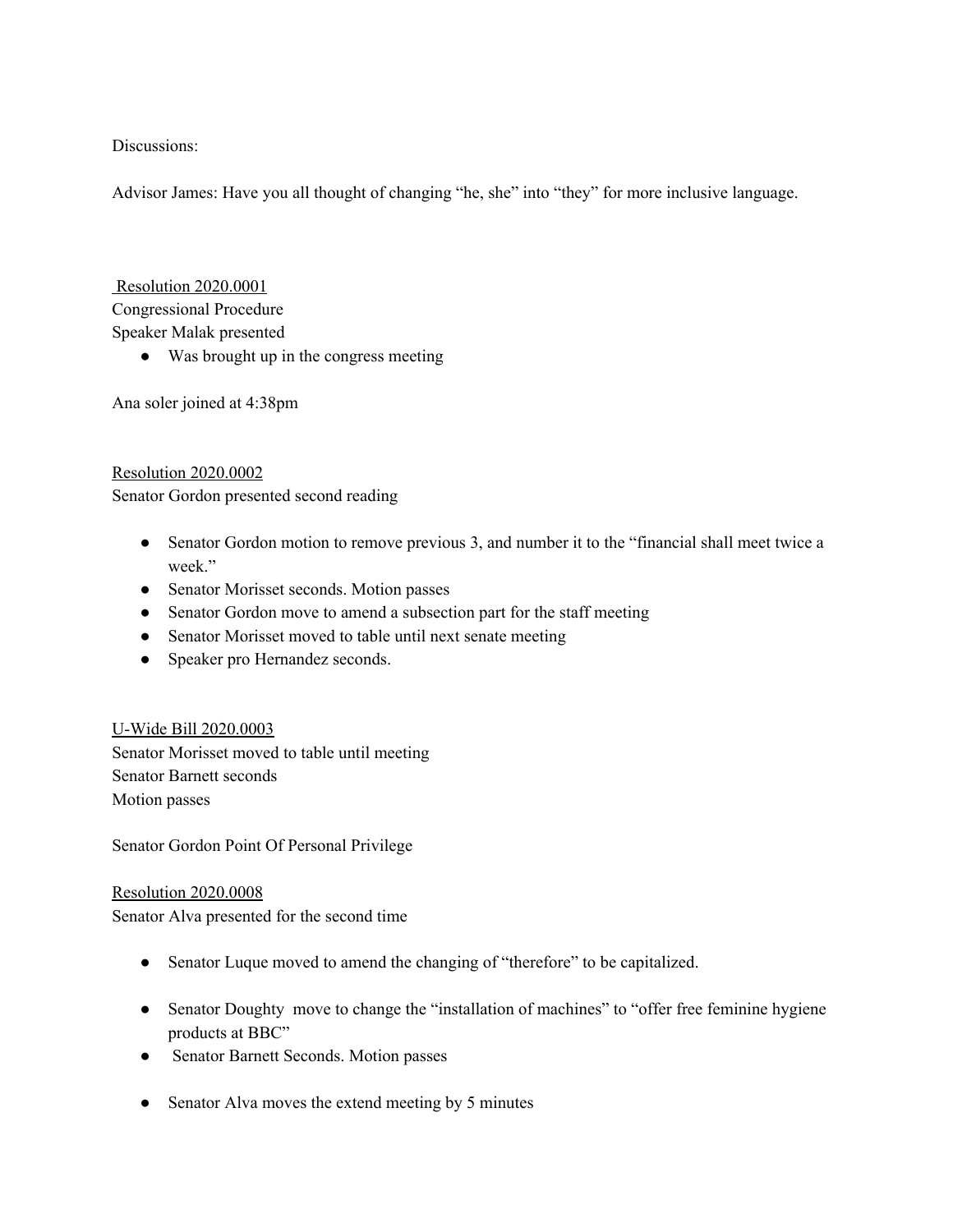Discussions:

Advisor James: Have you all thought of changing "he, she" into "they" for more inclusive language.

<u>Resolution 2020.0001</u>
Congressional Procedure
Speaker Malak presented

- Was brought up in the congress meeting

Ana soler joined at 4:38pm

<u>Resolution 2020.0002</u>
Senator Gordon presented second reading

- Senator Gordon motion to remove previous 3, and number it to the "financial shall meet twice a week."
- Senator Morisset seconds. Motion passes
- Senator Gordon move to amend a subsection part for the staff meeting
- Senator Morisset moved to table until next senate meeting
- Speaker pro Hernandez seconds.

<u>U-Wide Bill 2020.0003</u>
Senator Morisset moved to table until meeting
Senator Barnett seconds
Motion passes

Senator Gordon Point Of Personal Privilege

<u>Resolution 2020.0008</u>
Senator Alva presented for the second time

- Senator Luque moved to amend the changing of "therefore" to be capitalized.
- Senator Doughty move to change the "installation of machines" to "offer free feminine hygiene products at BBC"
- Senator Barnett Seconds. Motion passes
- Senator Alva moves the extend meeting by 5 minutes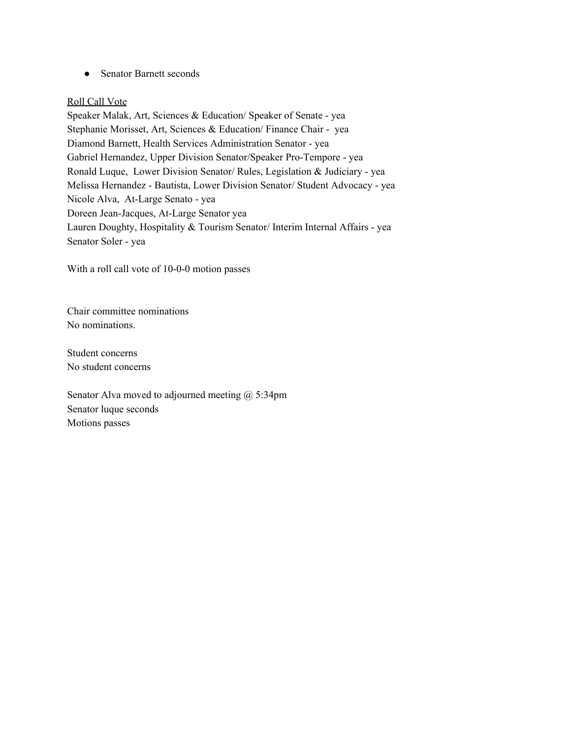- Senator Barnett seconds

<u>Roll Call Vote</u>

Speaker Malak, Art, Sciences & Education/ Speaker of Senate - yea
Stephanie Morisset, Art, Sciences & Education/ Finance Chair - yea
Diamond Barnett, Health Services Administration Senator - yea
Gabriel Hernandez, Upper Division Senator/Speaker Pro-Tempore - yea
Ronald Luque, Lower Division Senator/ Rules, Legislation & Judiciary - yea
Melissa Hernandez - Bautista, Lower Division Senator/ Student Advocacy - yea
Nicole Alva, At-Large Senato - yea
Doreen Jean-Jacques, At-Large Senator yea
Lauren Doughty, Hospitality & Tourism Senator/ Interim Internal Affairs - yea
Senator Soler - yea

With a roll call vote of 10-0-0 motion passes

Chair committee nominations
No nominations.

Student concerns
No student concerns

Senator Alva moved to adjourned meeting @ 5:34pm
Senator luque seconds
Motions passes